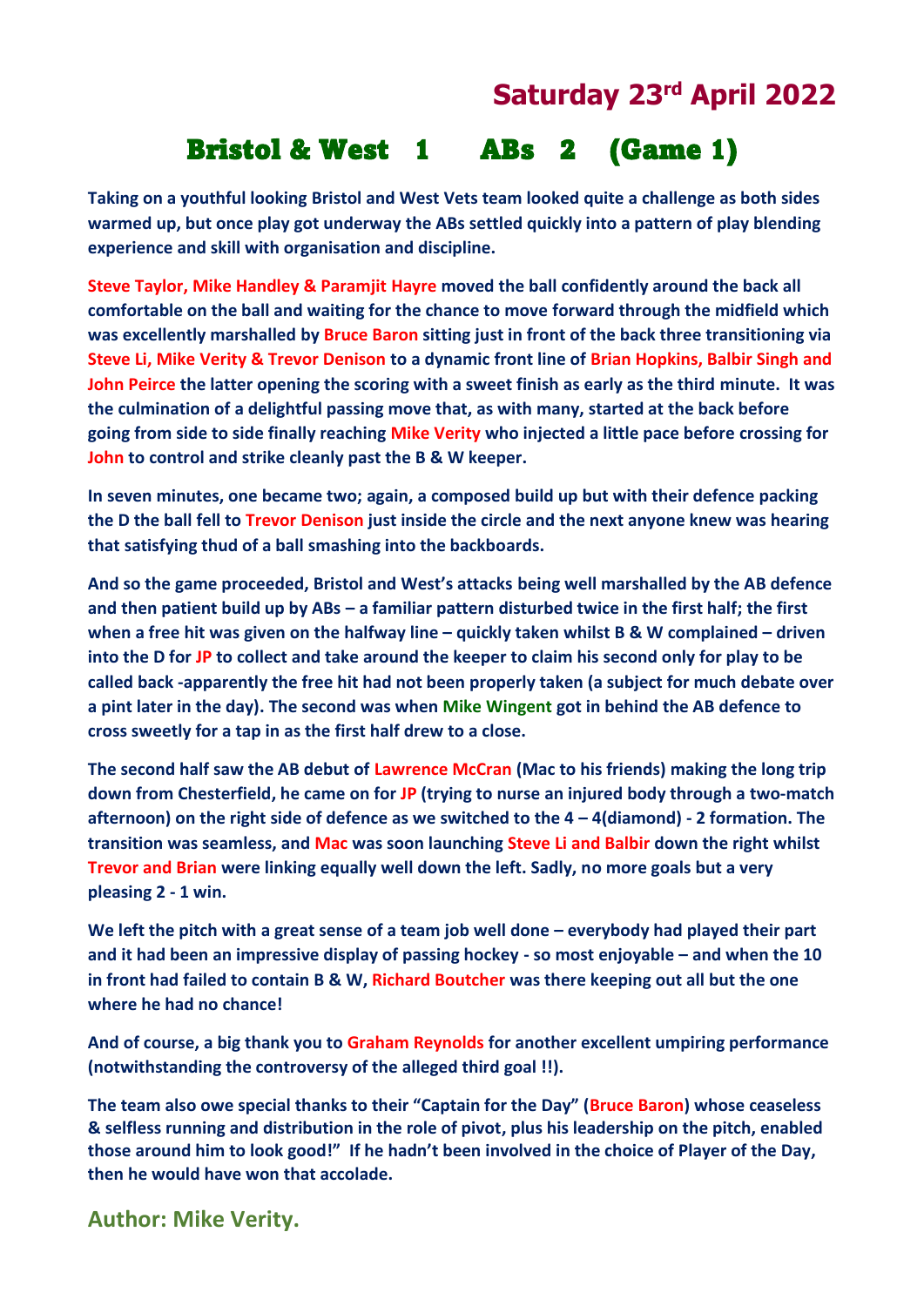## Saturday 23rd April 2022

# Bristol & West 1 ABs 2 (Game 1)

**Taking on a youthful looking Bristol and West Vets team looked quite a challenge as both sides warmed up, but once play got underway the ABs settled quickly into a pattern of play blending experience and skill with organisation and discipline.**

**Steve Taylor, Mike Handley & Paramjit Hayre moved the ball confidently around the back all comfortable on the ball and waiting for the chance to move forward through the midfield which was excellently marshalled by Bruce Baron sitting just in front of the back three transitioning via Steve Li, Mike Verity & Trevor Denison to a dynamic front line of Brian Hopkins, Balbir Singh and John Peirce the latter opening the scoring with a sweet finish as early as the third minute. It was the culmination of a delightful passing move that, as with many, started at the back before going from side to side finally reaching Mike Verity who injected a little pace before crossing for John to control and strike cleanly past the B & W keeper.**

**In seven minutes, one became two; again, a composed build up but with their defence packing the D the ball fell to Trevor Denison just inside the circle and the next anyone knew was hearing that satisfying thud of a ball smashing into the backboards.**

**And so the game proceeded, Bristol and West's attacks being well marshalled by the AB defence and then patient build up by ABs – a familiar pattern disturbed twice in the first half; the first when a free hit was given on the halfway line – quickly taken whilst B & W complained – driven into the D for JP to collect and take around the keeper to claim his second only for play to be called back -apparently the free hit had not been properly taken (a subject for much debate over a pint later in the day). The second was when Mike Wingent got in behind the AB defence to cross sweetly for a tap in as the first half drew to a close.**

**The second half saw the AB debut of Lawrence McCran (Mac to his friends) making the long trip down from Chesterfield, he came on for JP (trying to nurse an injured body through a two-match afternoon) on the right side of defence as we switched to the 4 – 4(diamond) - 2 formation. The transition was seamless, and Mac was soon launching Steve Li and Balbir down the right whilst Trevor and Brian were linking equally well down the left. Sadly, no more goals but a very pleasing 2 - 1 win.**

**We left the pitch with a great sense of a team job well done – everybody had played their part and it had been an impressive display of passing hockey - so most enjoyable – and when the 10 in front had failed to contain B & W, Richard Boutcher was there keeping out all but the one where he had no chance!**

**And of course, a big thank you to Graham Reynolds for another excellent umpiring performance (notwithstanding the controversy of the alleged third goal !!).**

**The team also owe special thanks to their "Captain for the Day" (Bruce Baron) whose ceaseless & selfless running and distribution in the role of pivot, plus his leadership on the pitch, enabled those around him to look good!" If he hadn't been involved in the choice of Player of the Day, then he would have won that accolade.**

**Author: Mike Verity.**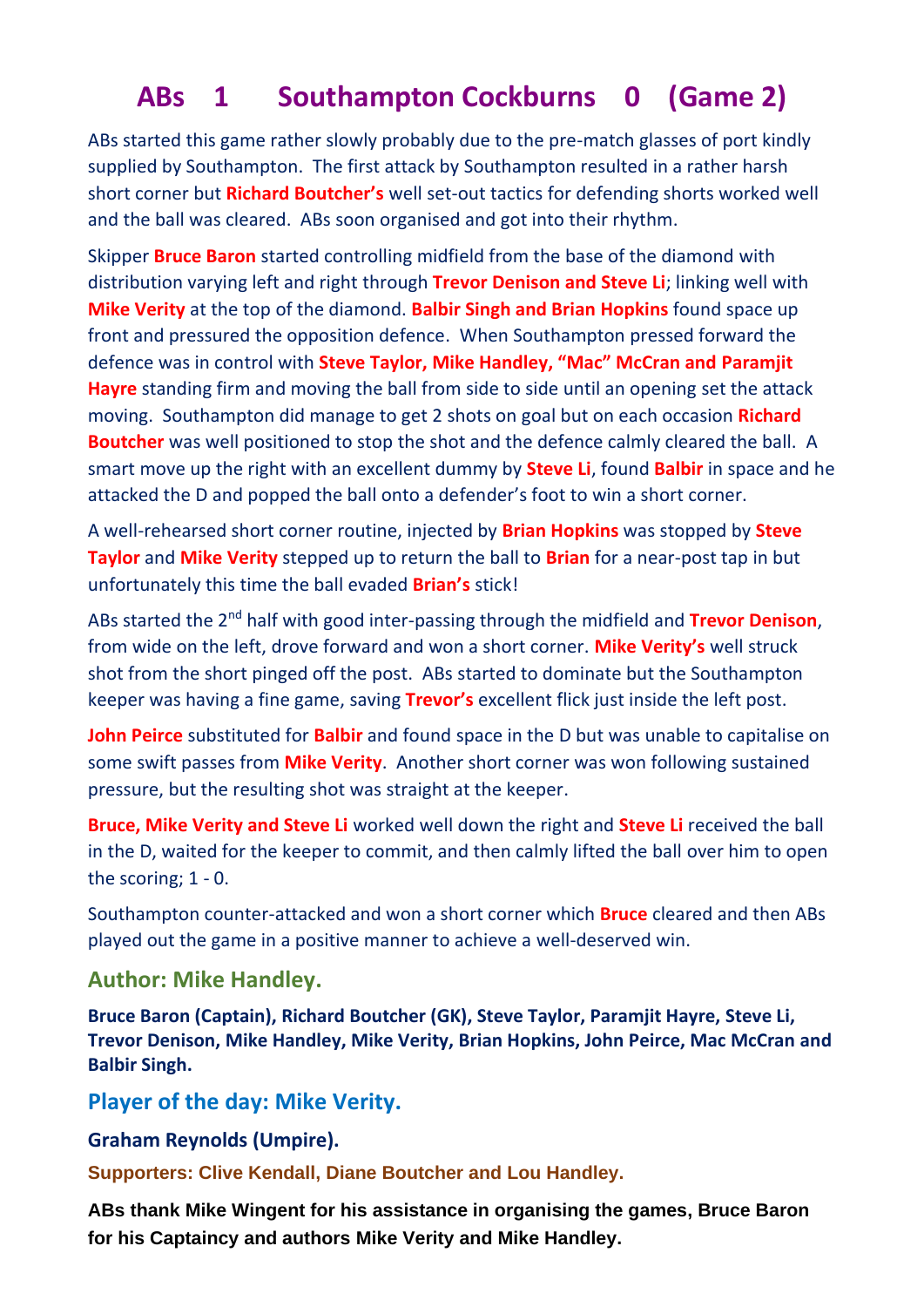# ABs 1 Southampton Cockburns 0 (Game 2)

ABs started this game rather slowly probably due to the pre-match glasses of port kindly supplied by Southampton. The first attack by Southampton resulted in a rather harsh short corner but **Richard Boutcher's** well set-out tactics for defending shorts worked well and the ball was cleared. ABs soon organised and got into their rhythm.

Skipper **Bruce Baron** started controlling midfield from the base of the diamond with distribution varying left and right through **Trevor Denison and Steve Li**; linking well with **Mike Verity** at the top of the diamond. **Balbir Singh and Brian Hopkins** found space up front and pressured the opposition defence. When Southampton pressed forward the defence was in control with **Steve Taylor, Mike Handley, "Mac" McCran and Paramjit Hayre** standing firm and moving the ball from side to side until an opening set the attack moving. Southampton did manage to get 2 shots on goal but on each occasion **Richard Boutcher** was well positioned to stop the shot and the defence calmly cleared the ball. A smart move up the right with an excellent dummy by **Steve Li**, found **Balbir** in space and he attacked the D and popped the ball onto a defender's foot to win a short corner.

A well-rehearsed short corner routine, injected by **Brian Hopkins** was stopped by **Steve Taylor** and **Mike Verity** stepped up to return the ball to **Brian** for a near-post tap in but unfortunately this time the ball evaded **Brian's** stick!

ABs started the 2nd half with good inter-passing through the midfield and **Trevor Denison**, from wide on the left, drove forward and won a short corner. **Mike Verity's** well struck shot from the short pinged off the post. ABs started to dominate but the Southampton keeper was having a fine game, saving **Trevor's** excellent flick just inside the left post.

**John Peirce** substituted for **Balbir** and found space in the D but was unable to capitalise on some swift passes from **Mike Verity**. Another short corner was won following sustained pressure, but the resulting shot was straight at the keeper.

**Bruce, Mike Verity and Steve Li** worked well down the right and **Steve Li** received the ball in the D, waited for the keeper to commit, and then calmly lifted the ball over him to open the scoring; 1 - 0.

Southampton counter-attacked and won a short corner which **Bruce** cleared and then ABs played out the game in a positive manner to achieve a well-deserved win.

## Author: Mike Handley.

**Bruce Baron (Captain), Richard Boutcher (GK), Steve Taylor, Paramjit Hayre, Steve Li, Trevor Denison, Mike Handley, Mike Verity, Brian Hopkins, John Peirce, Mac McCran and Balbir Singh.**

## Player of the day: Mike Verity.

**Graham Reynolds (Umpire).**

**Supporters: Clive Kendall, Diane Boutcher and Lou Handley.**

**ABs thank Mike Wingent for his assistance in organising the games, Bruce Baron for his Captaincy and authors Mike Verity and Mike Handley.**